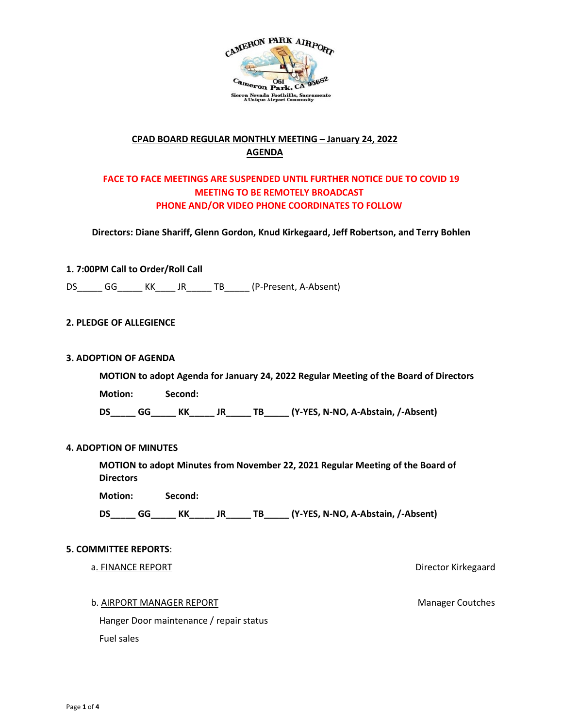CAMERON PARK AIRPORT
O61
Cameron Park, CA 95682
Sierra Nevada Foothills, Sacramento
A Unique Airport Community

## CPAD BOARD REGULAR MONTHLY MEETING – January 24, 2022
## AGENDA

**FACE TO FACE MEETINGS ARE SUSPENDED UNTIL FURTHER NOTICE DUE TO COVID 19**
**MEETING TO BE REMOTELY BROADCAST**
**PHONE AND/OR VIDEO PHONE COORDINATES TO FOLLOW**

**Directors: Diane Shariff, Glenn Gordon, Knud Kirkegaard, Jeff Robertson, and Terry Bohlen**

**1. 7:00PM Call to Order/Roll Call**

DS_____ GG_____ KK____ JR_____ TB_____ (P-Present, A-Absent)

**2. PLEDGE OF ALLEGIENCE**

**3. ADOPTION OF AGENDA**

**MOTION to adopt Agenda for January 24, 2022 Regular Meeting of the Board of Directors**

**Motion: Second:**

**DS_____ GG_____ KK_____ JR_____ TB_____ (Y-YES, N-NO, A-Abstain, /-Absent)**

**4. ADOPTION OF MINUTES**

**MOTION to adopt Minutes from November 22, 2021 Regular Meeting of the Board of Directors**

**Motion: Second:**

**DS_____ GG_____ KK_____ JR_____ TB_____ (Y-YES, N-NO, A-Abstain, /-Absent)**

**5. COMMITTEE REPORTS**:

a. FINANCE REPORT — Director Kirkegaard

b. AIRPORT MANAGER REPORT — Manager Coutches

Hanger Door maintenance / repair status

Fuel sales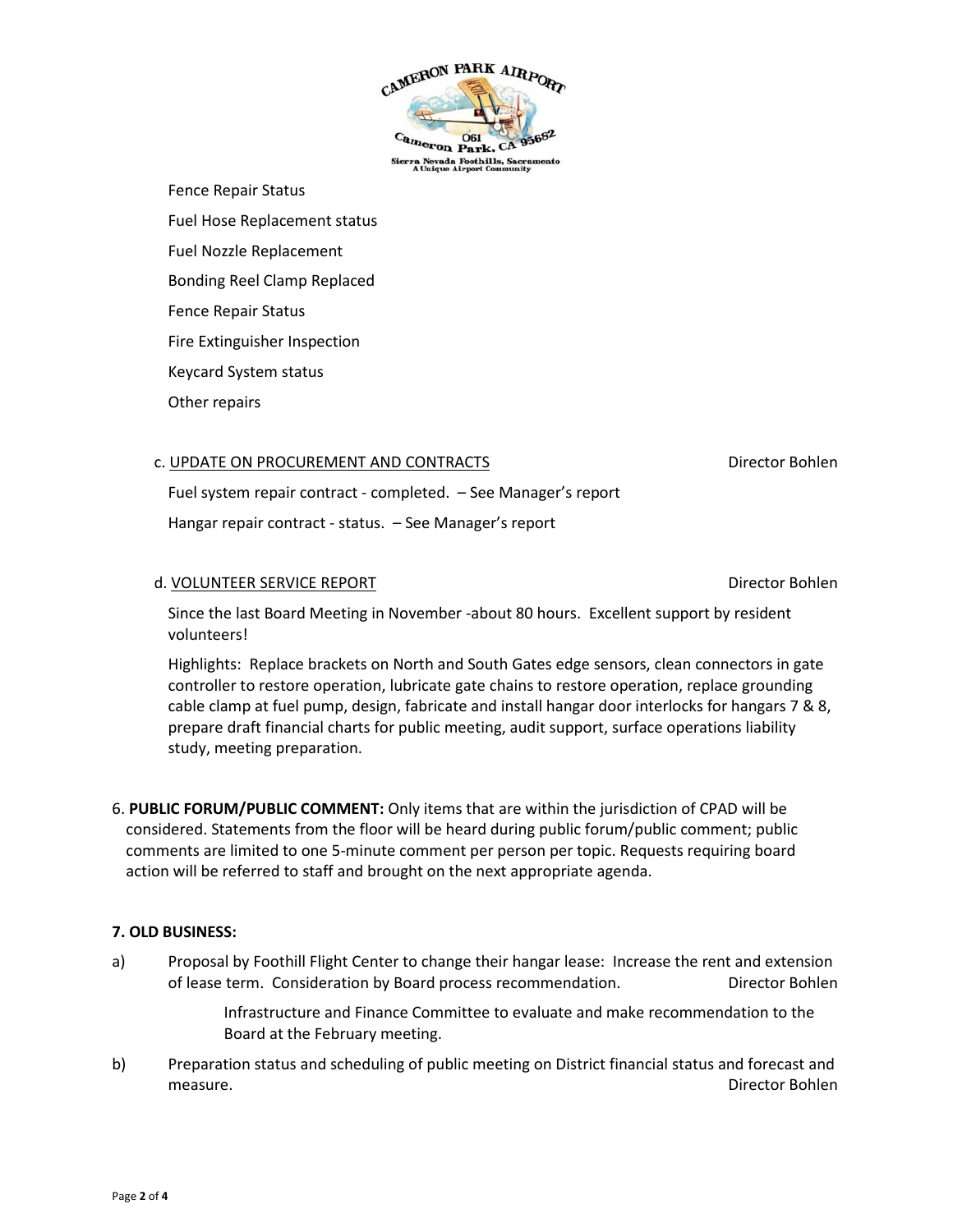Fence Repair Status

Fuel Hose Replacement status

Fuel Nozzle Replacement

Bonding Reel Clamp Replaced

Fence Repair Status

Fire Extinguisher Inspection

Keycard System status

Other repairs

c. UPDATE ON PROCUREMENT AND CONTRACTS — Director Bohlen

Fuel system repair contract - completed. – See Manager's report

Hangar repair contract - status. – See Manager's report

d. VOLUNTEER SERVICE REPORT — Director Bohlen

Since the last Board Meeting in November -about 80 hours. Excellent support by resident volunteers!

Highlights: Replace brackets on North and South Gates edge sensors, clean connectors in gate controller to restore operation, lubricate gate chains to restore operation, replace grounding cable clamp at fuel pump, design, fabricate and install hangar door interlocks for hangars 7 & 8, prepare draft financial charts for public meeting, audit support, surface operations liability study, meeting preparation.

6. **PUBLIC FORUM/PUBLIC COMMENT:** Only items that are within the jurisdiction of CPAD will be considered. Statements from the floor will be heard during public forum/public comment; public comments are limited to one 5-minute comment per person per topic. Requests requiring board action will be referred to staff and brought on the next appropriate agenda.

**7. OLD BUSINESS:**

a) Proposal by Foothill Flight Center to change their hangar lease: Increase the rent and extension of lease term. Consideration by Board process recommendation. — Director Bohlen

Infrastructure and Finance Committee to evaluate and make recommendation to the Board at the February meeting.

b) Preparation status and scheduling of public meeting on District financial status and forecast and measure. — Director Bohlen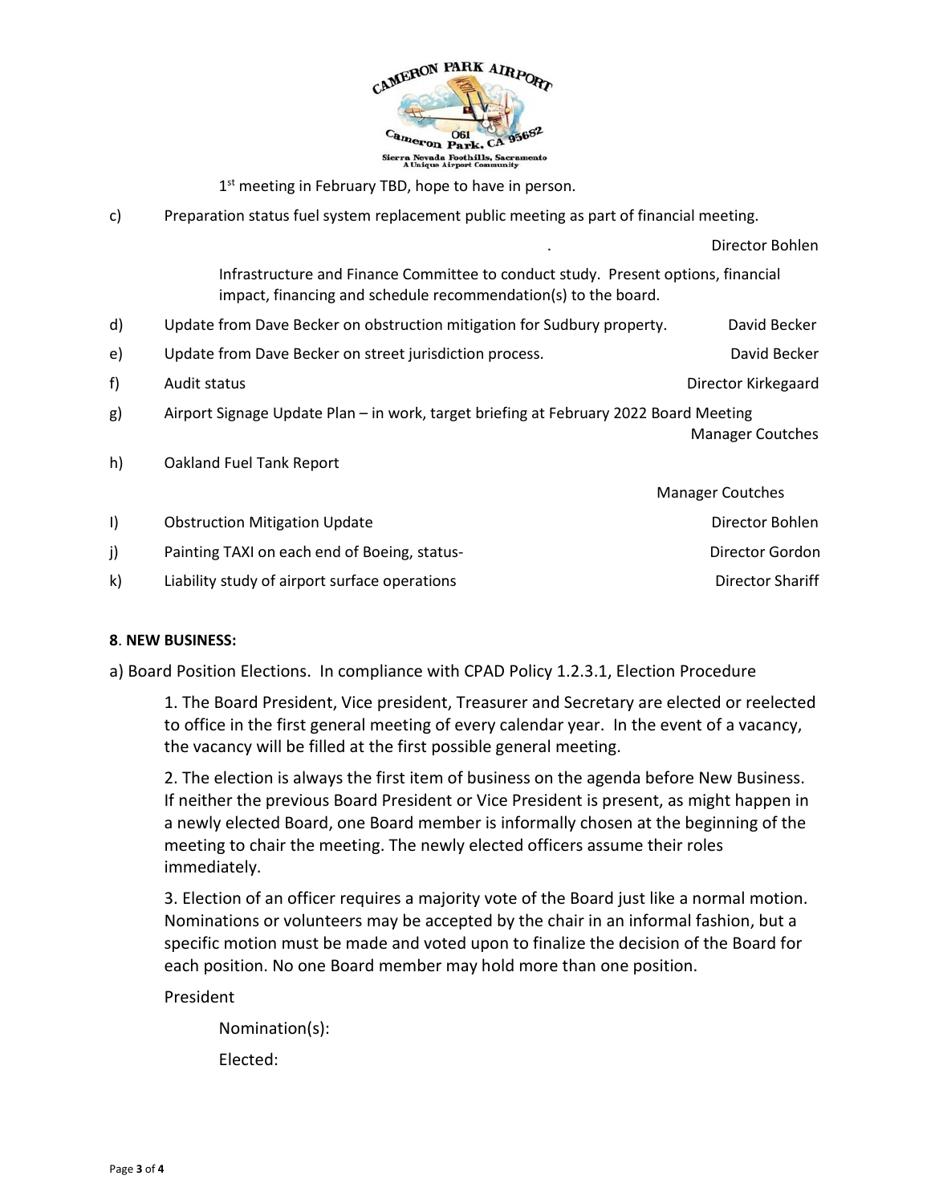1st meeting in February TBD, hope to have in person.

c) Preparation status fuel system replacement public meeting as part of financial meeting.

. Director Bohlen

Infrastructure and Finance Committee to conduct study. Present options, financial impact, financing and schedule recommendation(s) to the board.

d) Update from Dave Becker on obstruction mitigation for Sudbury property. David Becker

e) Update from Dave Becker on street jurisdiction process. David Becker

f) Audit status Director Kirkegaard

g) Airport Signage Update Plan – in work, target briefing at February 2022 Board Meeting Manager Coutches

h) Oakland Fuel Tank Report

Manager Coutches

I) Obstruction Mitigation Update Director Bohlen

j) Painting TAXI on each end of Boeing, status- Director Gordon

k) Liability study of airport surface operations Director Shariff

**8**. **NEW BUSINESS:**

a) Board Position Elections. In compliance with CPAD Policy 1.2.3.1, Election Procedure

1. The Board President, Vice president, Treasurer and Secretary are elected or reelected to office in the first general meeting of every calendar year. In the event of a vacancy, the vacancy will be filled at the first possible general meeting.

2. The election is always the first item of business on the agenda before New Business. If neither the previous Board President or Vice President is present, as might happen in a newly elected Board, one Board member is informally chosen at the beginning of the meeting to chair the meeting. The newly elected officers assume their roles immediately.

3. Election of an officer requires a majority vote of the Board just like a normal motion. Nominations or volunteers may be accepted by the chair in an informal fashion, but a specific motion must be made and voted upon to finalize the decision of the Board for each position. No one Board member may hold more than one position.

President

Nomination(s):

Elected: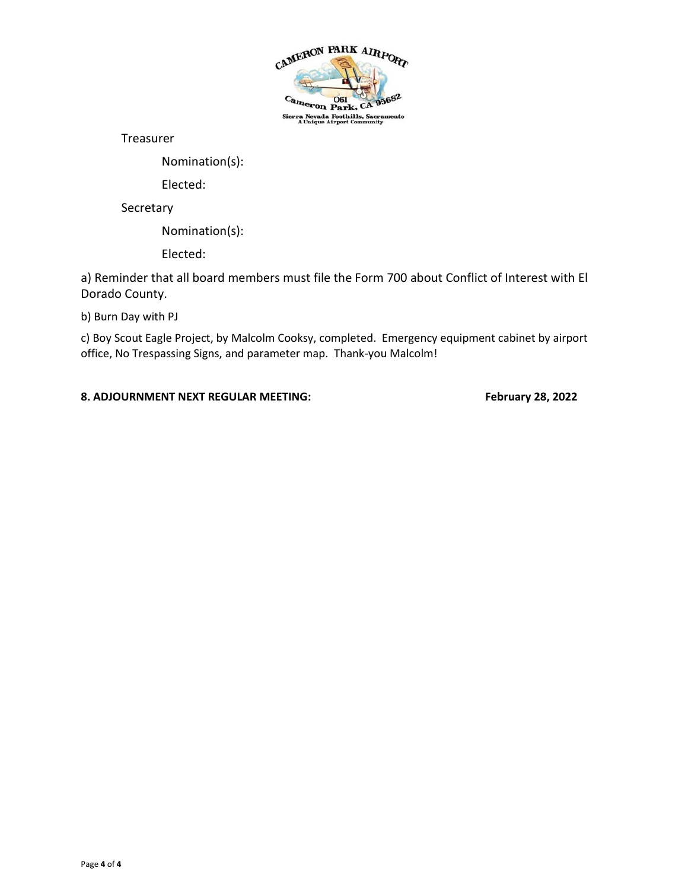Treasurer

Nomination(s):

Elected:

Secretary

Nomination(s):

Elected:

a) Reminder that all board members must file the Form 700 about Conflict of Interest with El Dorado County.

b) Burn Day with PJ

c) Boy Scout Eagle Project, by Malcolm Cooksy, completed. Emergency equipment cabinet by airport office, No Trespassing Signs, and parameter map. Thank-you Malcolm!

**8. ADJOURNMENT NEXT REGULAR MEETING: February 28, 2022**